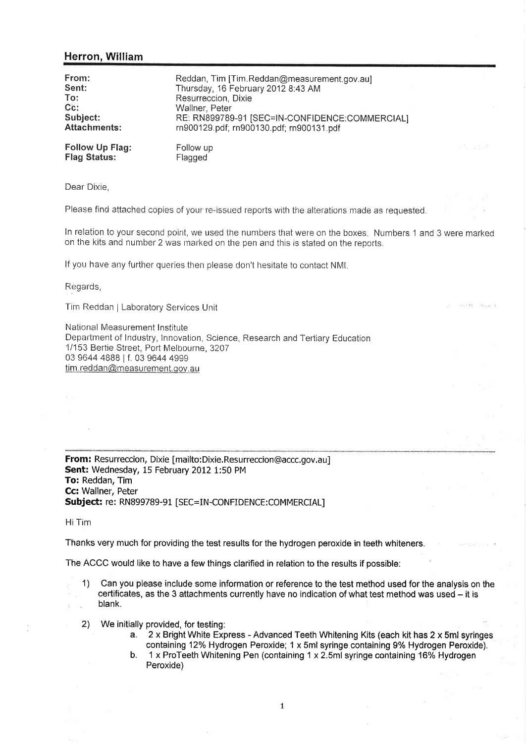## Herron, William

| | |
|---|---|
| **From:** | Reddan, Tim [Tim.Reddan@measurement.gov.au] |
| **Sent:** | Thursday, 16 February 2012 8:43 AM |
| **To:** | Resurreccion, Dixie |
| **Cc:** | Wallner, Peter |
| **Subject:** | RE: RN899789-91 [SEC=IN-CONFIDENCE:COMMERCIAL] |
| **Attachments:** | rn900129.pdf; rn900130.pdf; rn900131.pdf |
| **Follow Up Flag:** | Follow up |
| **Flag Status:** | Flagged |

Dear Dixie,

Please find attached copies of your re-issued reports with the alterations made as requested.

In relation to your second point, we used the numbers that were on the boxes. Numbers 1 and 3 were marked on the kits and number 2 was marked on the pen and this is stated on the reports.

If you have any further queries then please don't hesitate to contact NMI.

Regards,

Tim Reddan | Laboratory Services Unit

National Measurement Institute
Department of Industry, Innovation, Science, Research and Tertiary Education
1/153 Bertie Street, Port Melbourne, 3207
03 9644 4888 | f. 03 9644 4999
tim.reddan@measurement.gov.au

---

**From:** Resurreccion, Dixie [mailto:Dixie.Resurreccion@accc.gov.au]
**Sent:** Wednesday, 15 February 2012 1:50 PM
**To:** Reddan, Tim
**Cc:** Wallner, Peter
**Subject:** re: RN899789-91 [SEC=IN-CONFIDENCE:COMMERCIAL]

Hi Tim

Thanks very much for providing the test results for the hydrogen peroxide in teeth whiteners.

The ACCC would like to have a few things clarified in relation to the results if possible:

1) Can you please include some information or reference to the test method used for the analysis on the certificates, as the 3 attachments currently have no indication of what test method was used – it is blank.

2) We initially provided, for testing:
   a. 2 x Bright White Express - Advanced Teeth Whitening Kits (each kit has 2 x 5ml syringes containing 12% Hydrogen Peroxide; 1 x 5ml syringe containing 9% Hydrogen Peroxide).
   b. 1 x ProTeeth Whitening Pen (containing 1 x 2.5ml syringe containing 16% Hydrogen Peroxide)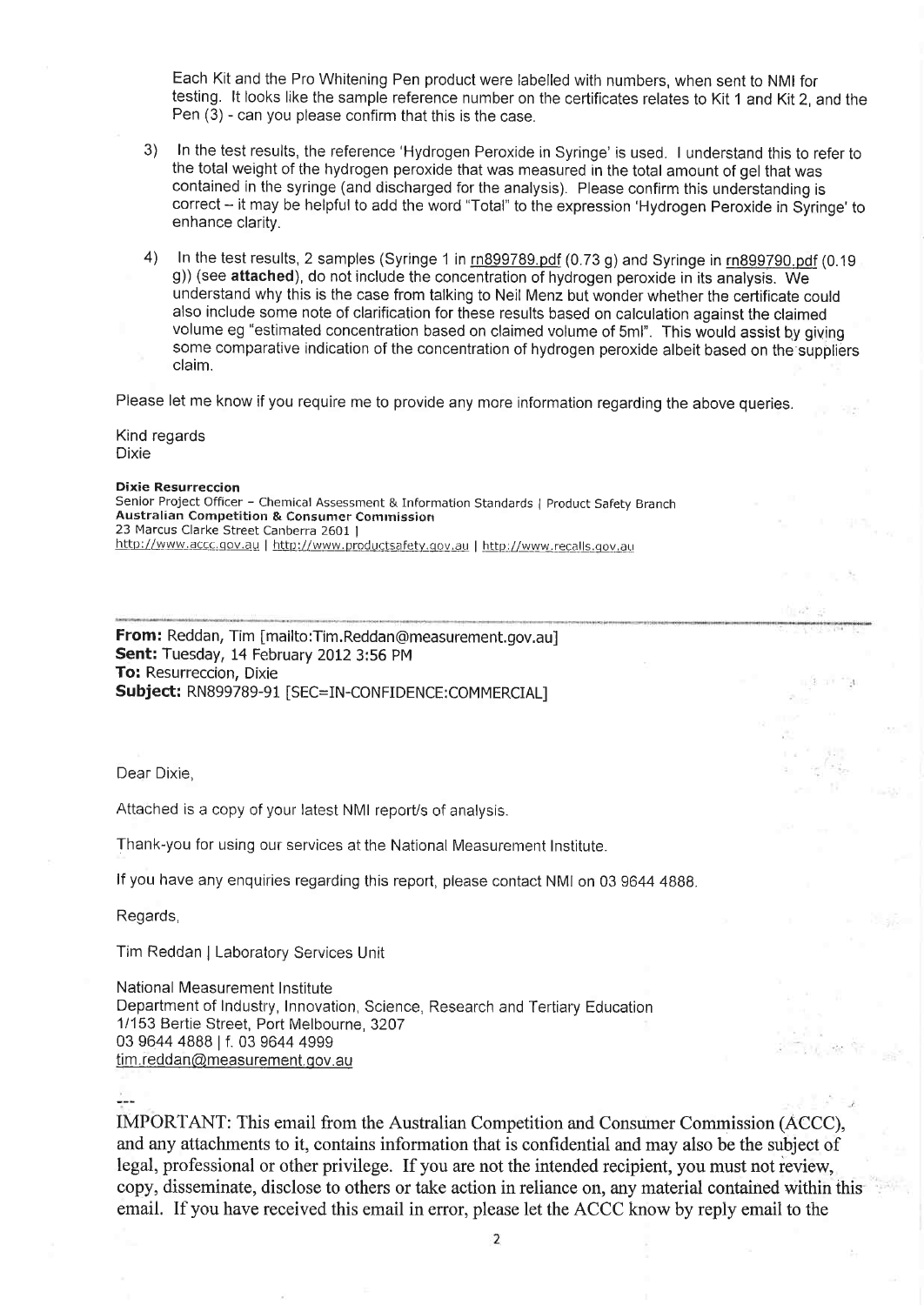Each Kit and the Pro Whitening Pen product were labelled with numbers, when sent to NMI for testing. It looks like the sample reference number on the certificates relates to Kit 1 and Kit 2, and the Pen (3) - can you please confirm that this is the case.

3) In the test results, the reference 'Hydrogen Peroxide in Syringe' is used. I understand this to refer to the total weight of the hydrogen peroxide that was measured in the total amount of gel that was contained in the syringe (and discharged for the analysis). Please confirm this understanding is correct – it may be helpful to add the word "Total" to the expression 'Hydrogen Peroxide in Syringe' to enhance clarity.

4) In the test results, 2 samples (Syringe 1 in rn899789.pdf (0.73 g) and Syringe in rn899790.pdf (0.19 g)) (see **attached**), do not include the concentration of hydrogen peroxide in its analysis. We understand why this is the case from talking to Neil Menz but wonder whether the certificate could also include some note of clarification for these results based on calculation against the claimed volume eg "estimated concentration based on claimed volume of 5ml". This would assist by giving some comparative indication of the concentration of hydrogen peroxide albeit based on the suppliers claim.

Please let me know if you require me to provide any more information regarding the above queries.

Kind regards
Dixie

**Dixie Resurreccion**
Senior Project Officer – Chemical Assessment & Information Standards | Product Safety Branch
**Australian Competition & Consumer Commission**
23 Marcus Clarke Street Canberra 2601 |
http://www.accc.gov.au | http://www.productsafety.gov.au | http://www.recalls.gov.au

---

**From:** Reddan, Tim [mailto:Tim.Reddan@measurement.gov.au]
**Sent:** Tuesday, 14 February 2012 3:56 PM
**To:** Resurreccion, Dixie
**Subject:** RN899789-91 [SEC=IN-CONFIDENCE:COMMERCIAL]

Dear Dixie,

Attached is a copy of your latest NMI report/s of analysis.

Thank-you for using our services at the National Measurement Institute.

If you have any enquiries regarding this report, please contact NMI on 03 9644 4888.

Regards,

Tim Reddan | Laboratory Services Unit

National Measurement Institute
Department of Industry, Innovation, Science, Research and Tertiary Education
1/153 Bertie Street, Port Melbourne, 3207
03 9644 4888 | f. 03 9644 4999
tim.reddan@measurement.gov.au

---

IMPORTANT: This email from the Australian Competition and Consumer Commission (ACCC), and any attachments to it, contains information that is confidential and may also be the subject of legal, professional or other privilege. If you are not the intended recipient, you must not review, copy, disseminate, disclose to others or take action in reliance on, any material contained within this email. If you have received this email in error, please let the ACCC know by reply email to the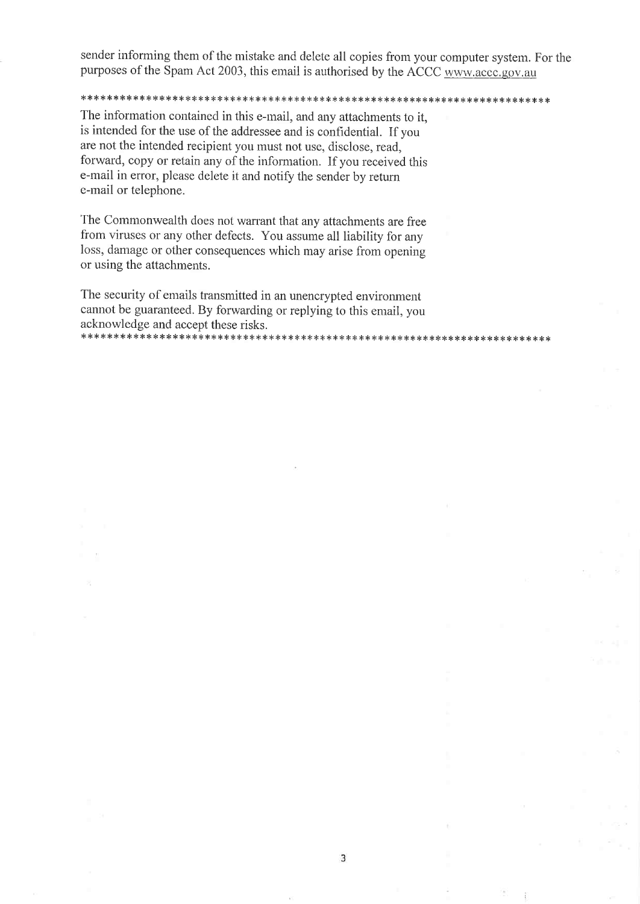sender informing them of the mistake and delete all copies from your computer system. For the purposes of the Spam Act 2003, this email is authorised by the ACCC www.accc.gov.au

***********************************************************************

The information contained in this e-mail, and any attachments to it, is intended for the use of the addressee and is confidential. If you are not the intended recipient you must not use, disclose, read, forward, copy or retain any of the information. If you received this e-mail in error, please delete it and notify the sender by return e-mail or telephone.

The Commonwealth does not warrant that any attachments are free from viruses or any other defects. You assume all liability for any loss, damage or other consequences which may arise from opening or using the attachments.

The security of emails transmitted in an unencrypted environment cannot be guaranteed. By forwarding or replying to this email, you acknowledge and accept these risks.

***********************************************************************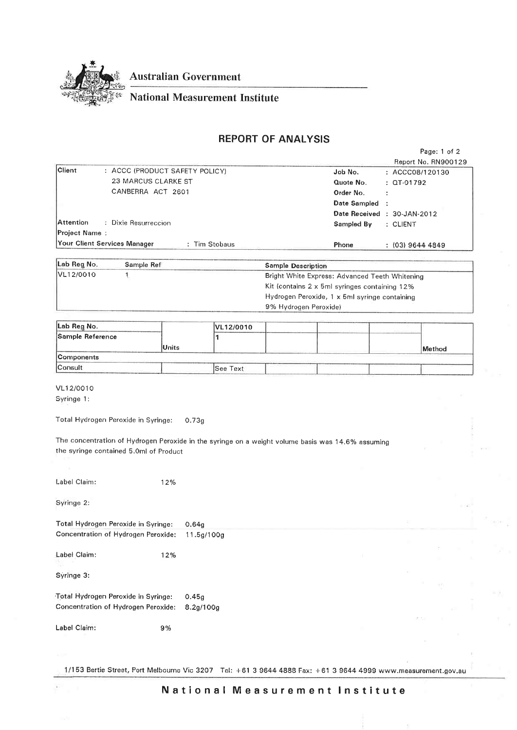Australian Government

National Measurement Institute

# REPORT OF ANALYSIS

Page: 1 of 2

Report No. RN900129

| | | | |
|---|---|---|---|
| Client | : ACCC (PRODUCT SAFETY POLICY) 23 MARCUS CLARKE ST CANBERRA ACT 2601 | Job No. | : ACCC08/120130 |
| | | Quote No. | : QT-01792 |
| | | Order No. | : |
| | | Date Sampled | : |
| | | Date Received | : 30-JAN-2012 |
| Attention | : Dixie Resurreccion | Sampled By | : CLIENT |
| Project Name : | | | |
| Your Client Services Manager | : Tim Stobaus | Phone | : (03) 9644 4849 |

| Lab Reg No. | Sample Ref | Sample Description |
|---|---|---|
| VL12/0010 | 1 | Bright White Express: Advanced Teeth Whitening Kit (contains 2 x 5ml syringes containing 12% Hydrogen Peroxide, 1 x 5ml syringe containing 9% Hydrogen Peroxide) |

| Lab Reg No. | | VL12/0010 | | | | |
|---|---|---|---|---|---|---|
| Sample Reference | Units | 1 | | | | Method |
| Components | | | | | | |
| Consult | | See Text | | | | |

VL12/0010

Syringe 1:

Total Hydrogen Peroxide in Syringe: 0.73g

The concentration of Hydrogen Peroxide in the syringe on a weight volume basis was 14.6% assuming the syringe contained 5.0ml of Product

Label Claim: 12%

Syringe 2:

Total Hydrogen Peroxide in Syringe: 0.64g

Concentration of Hydrogen Peroxide: 11.5g/100g

Label Claim: 12%

Syringe 3:

Total Hydrogen Peroxide in Syringe: 0.45g

Concentration of Hydrogen Peroxide: 8.2g/100g

Label Claim: 9%

1/153 Bertie Street, Port Melbourne Vic 3207 Tel: +61 3 9644 4888 Fax: +61 3 9644 4999 www.measurement.gov.au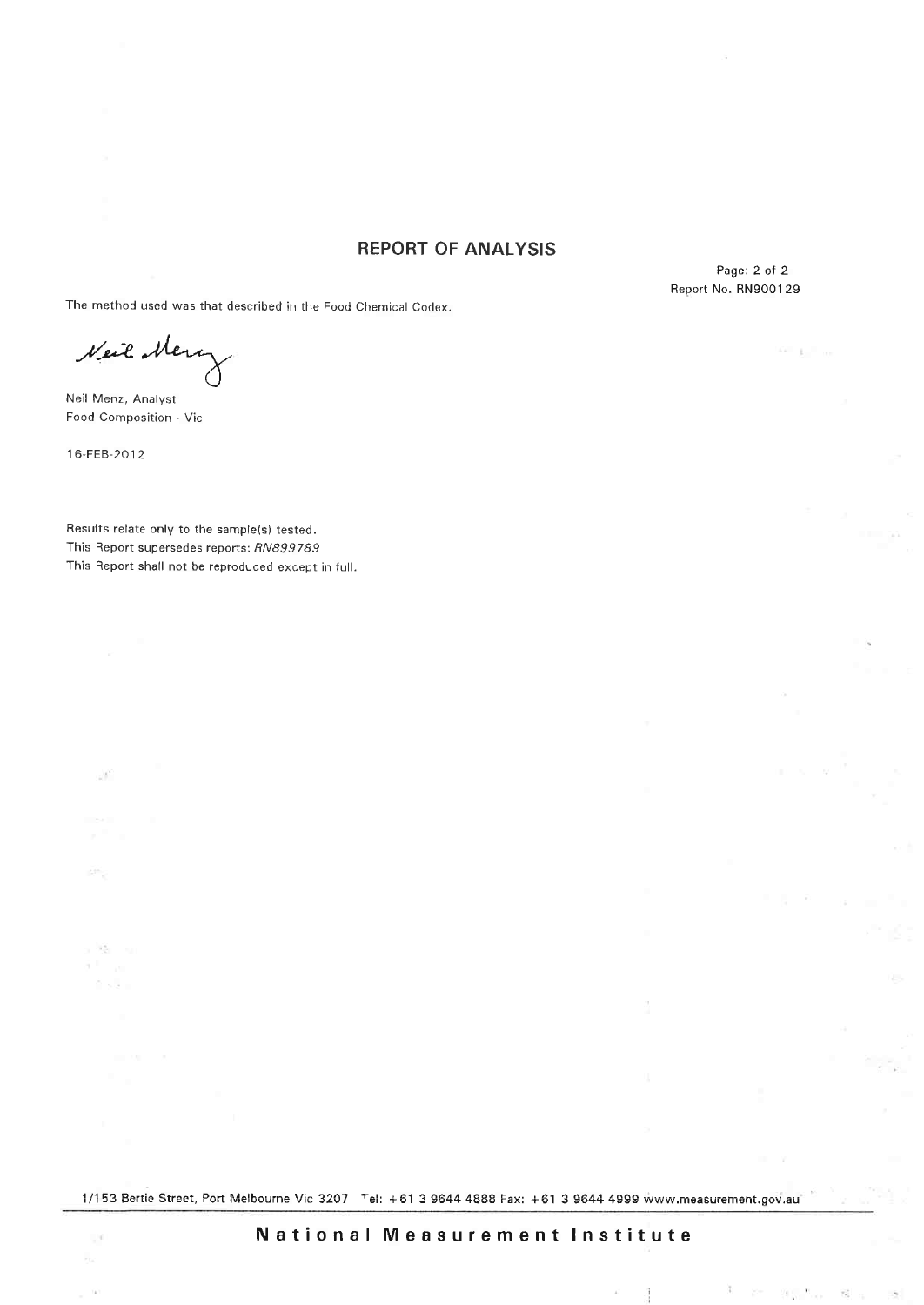## REPORT OF ANALYSIS

Report No. RN900129

The method used was that described in the Food Chemical Codex.

Neil Menz, Analyst
Food Composition - Vic

16-FEB-2012

Results relate only to the sample(s) tested.
This Report supersedes reports: *RN899789*
This Report shall not be reproduced except in full.

1/153 Bertie Street, Port Melbourne Vic 3207 Tel: +61 3 9644 4888 Fax: +61 3 9644 4999 www.measurement.gov.au

**National Measurement Institute**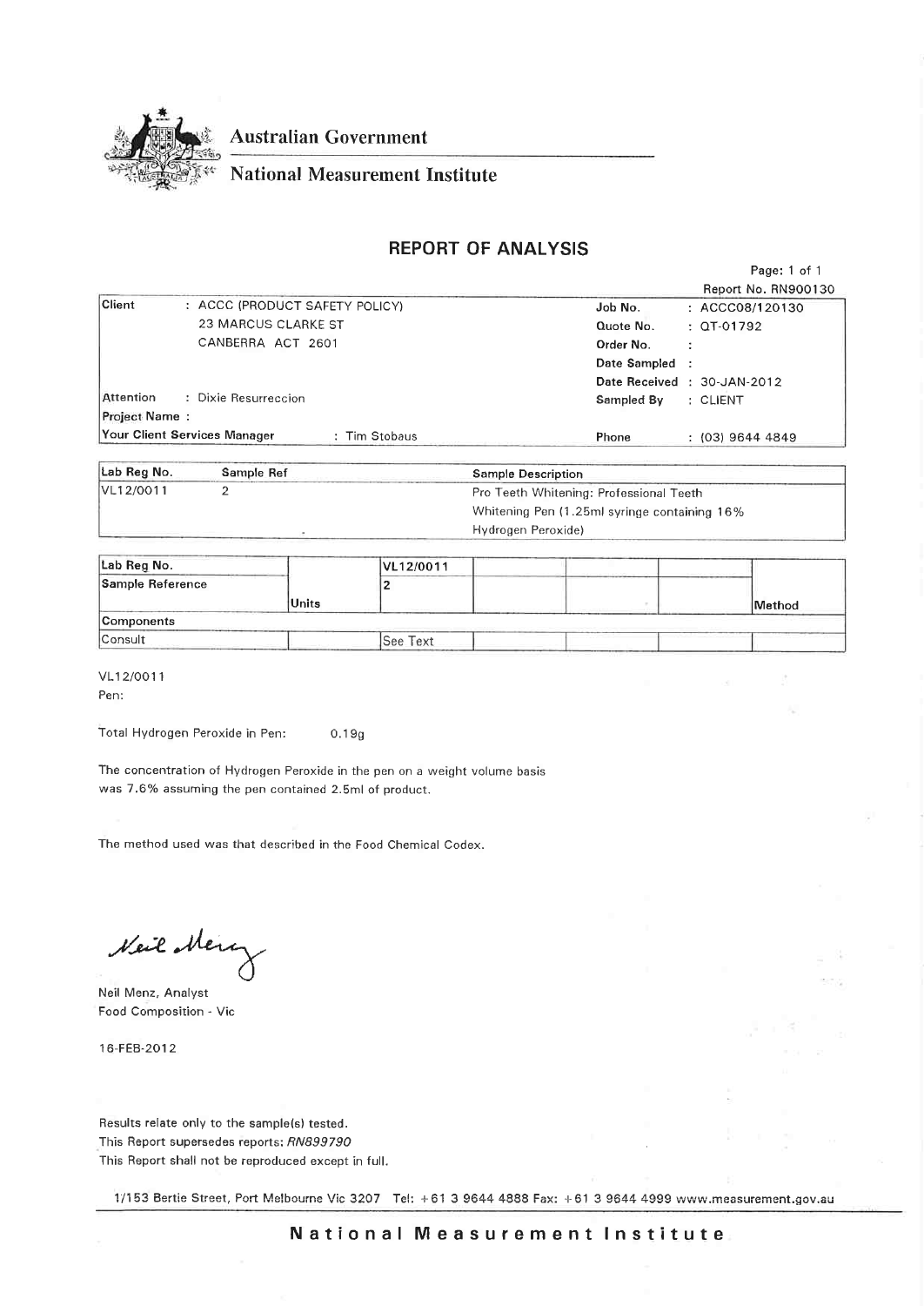Australian Government

National Measurement Institute

## REPORT OF ANALYSIS

Page: 1 of 1
Report No. RN900130

| | | | |
|---|---|---|---|
| **Client** | : ACCC (PRODUCT SAFETY POLICY) 23 MARCUS CLARKE ST CANBERRA ACT 2601 | **Job No.** | : ACCC08/120130 |
| | | **Quote No.** | : QT-01792 |
| | | **Order No.** | : |
| | | **Date Sampled** | : |
| | | **Date Received** | : 30-JAN-2012 |
| **Attention** | : Dixie Resurreccion | **Sampled By** | : CLIENT |
| **Project Name** | : | | |
| **Your Client Services Manager** | : Tim Stobaus | **Phone** | : (03) 9644 4849 |

| Lab Reg No. | Sample Ref | Sample Description |
|---|---|---|
| VL12/0011 | 2 | Pro Teeth Whitening: Professional Teeth Whitening Pen (1.25ml syringe containing 16% Hydrogen Peroxide) |

| Lab Reg No. | | VL12/0011 | | | | |
|---|---|---|---|---|---|---|
| **Sample Reference** | **Units** | 2 | | | | **Method** |
| **Components** | | | | | | |
| Consult | | See Text | | | | |

VL12/0011
Pen:

Total Hydrogen Peroxide in Pen: 0.19g

The concentration of Hydrogen Peroxide in the pen on a weight volume basis was 7.6% assuming the pen contained 2.5ml of product.

The method used was that described in the Food Chemical Codex.

*Neil Menz*

Neil Menz, Analyst
Food Composition - Vic

16-FEB-2012

Results relate only to the sample(s) tested.
This Report supersedes reports: *RN899790*
This Report shall not be reproduced except in full.

1/153 Bertie Street, Port Melbourne Vic 3207 Tel: +61 3 9644 4888 Fax: +61 3 9644 4999 www.measurement.gov.au

**National Measurement Institute**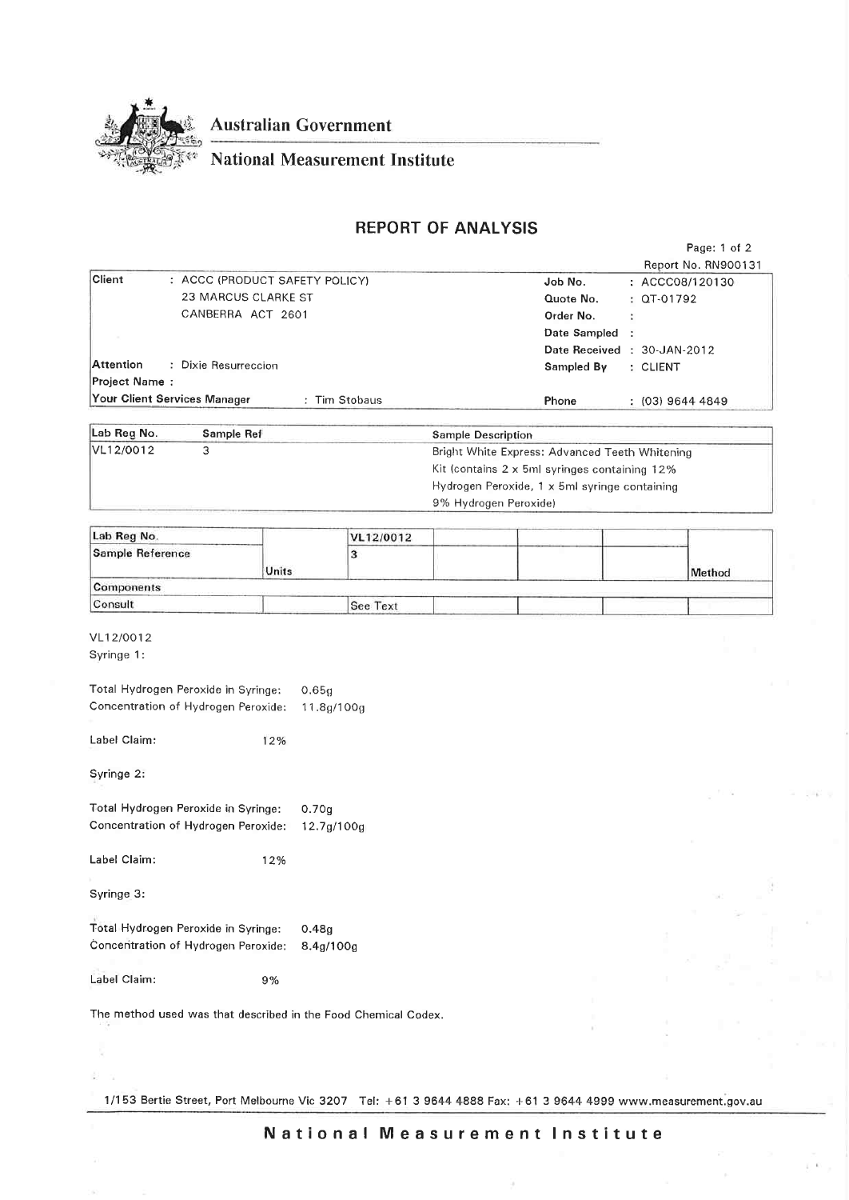Australian Government

National Measurement Institute

# REPORT OF ANALYSIS

Report No. RN900131

| | | | |
|---|---|---|---|
| Client | : ACCC (PRODUCT SAFETY POLICY) 23 MARCUS CLARKE ST CANBERRA ACT 2601 | Job No. | : ACCC08/120130 |
| | | Quote No. | : QT-01792 |
| | | Order No. | : |
| | | Date Sampled | : |
| | | Date Received | : 30-JAN-2012 |
| Attention | : Dixie Resurreccion | Sampled By | : CLIENT |
| Project Name : | | | |
| Your Client Services Manager | : Tim Stobaus | Phone | : (03) 9644 4849 |

| Lab Reg No. | Sample Ref | Sample Description |
|---|---|---|
| VL12/0012 | 3 | Bright White Express: Advanced Teeth Whitening Kit (contains 2 x 5ml syringes containing 12% Hydrogen Peroxide, 1 x 5ml syringe containing 9% Hydrogen Peroxide) |

| Lab Reg No. | | VL12/0012 | | | | |
|---|---|---|---|---|---|---|
| Sample Reference | Units | 3 | | | | Method |
| Components | | | | | | |
| Consult | | See Text | | | | |

VL12/0012

Syringe 1:

Total Hydrogen Peroxide in Syringe: 0.65g
Concentration of Hydrogen Peroxide: 11.8g/100g

Label Claim: 12%

Syringe 2:

Total Hydrogen Peroxide in Syringe: 0.70g
Concentration of Hydrogen Peroxide: 12.7g/100g

Label Claim: 12%

Syringe 3:

Total Hydrogen Peroxide in Syringe: 0.48g
Concentration of Hydrogen Peroxide: 8.4g/100g

Label Claim: 9%

The method used was that described in the Food Chemical Codex.

1/153 Bertie Street, Port Melbourne Vic 3207 Tel: +61 3 9644 4888 Fax: +61 3 9644 4999 www.measurement.gov.au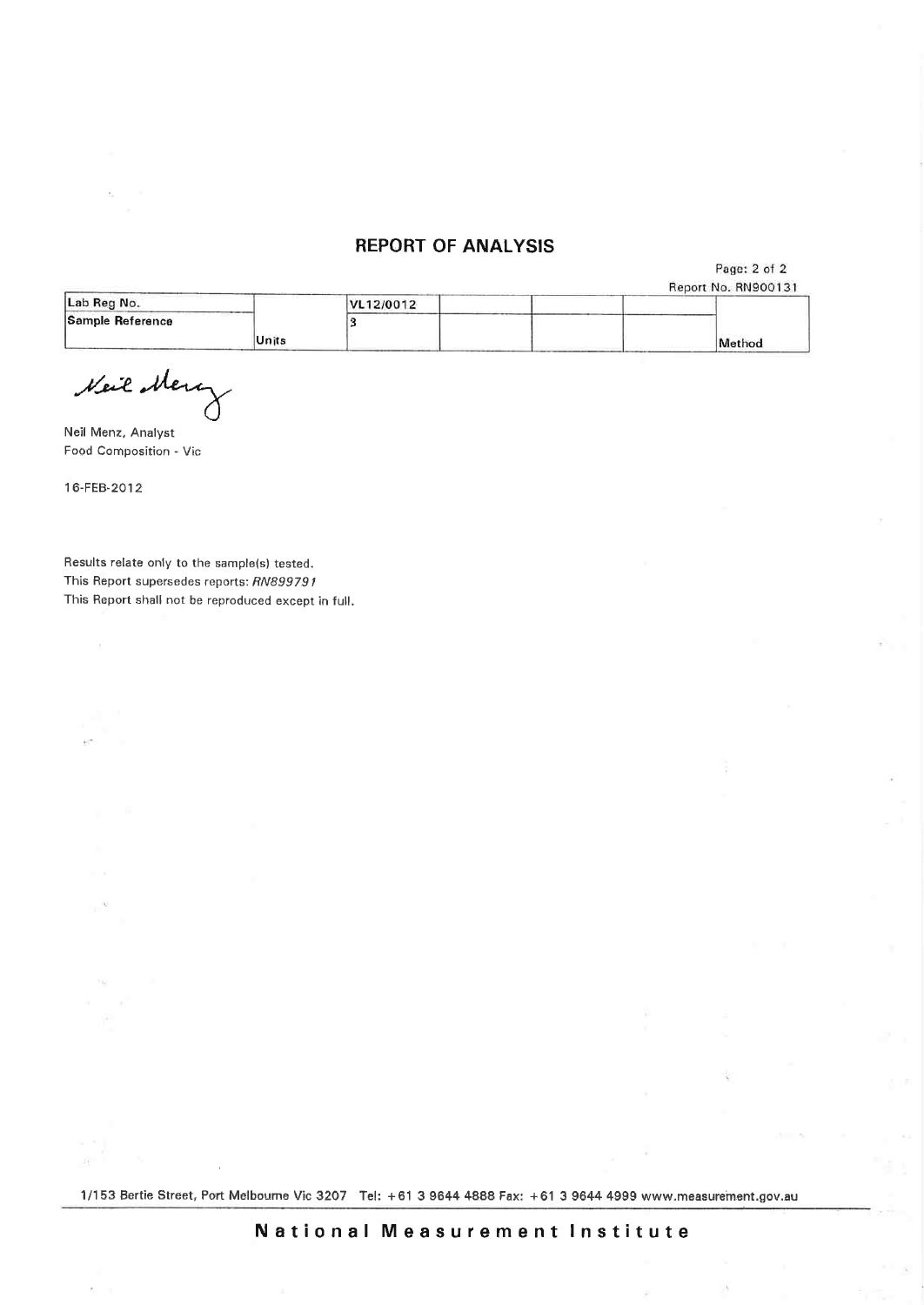## REPORT OF ANALYSIS

Report No. RN900131

| Lab Reg No. | | VL12/0012 | | | | |
|---|---|---|---|---|---|---|
| Sample Reference | | 3 | | | | |
| | Units | | | | | Method |

Neil Menz, Analyst
Food Composition - Vic

16-FEB-2012

Results relate only to the sample(s) tested.
This Report supersedes reports: *RN899791*
This Report shall not be reproduced except in full.

1/153 Bertie Street, Port Melbourne Vic 3207 Tel: +61 3 9644 4888 Fax: +61 3 9644 4999 www.measurement.gov.au

**National Measurement Institute**